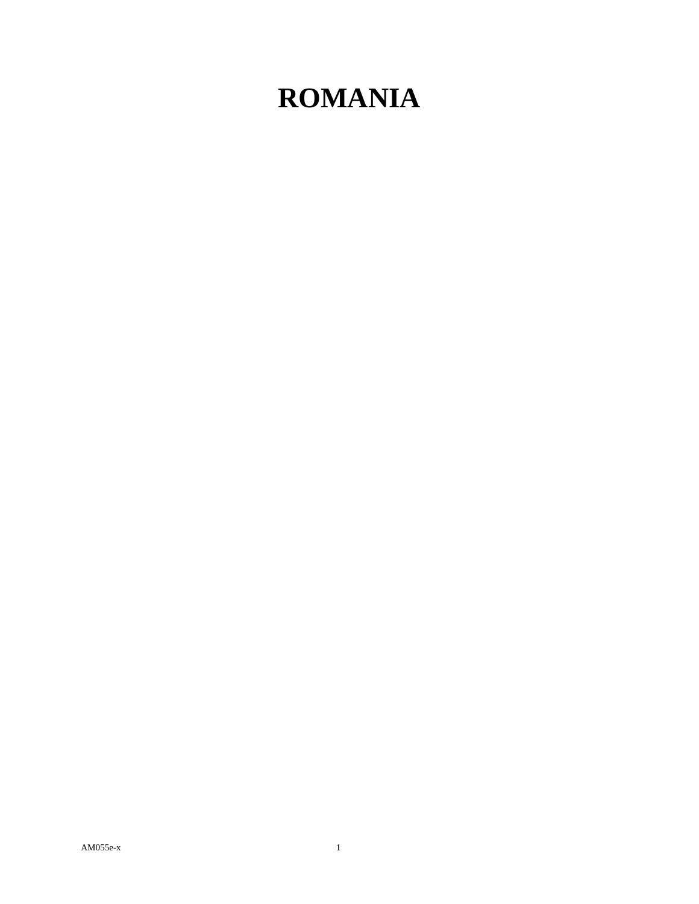# ROMANIA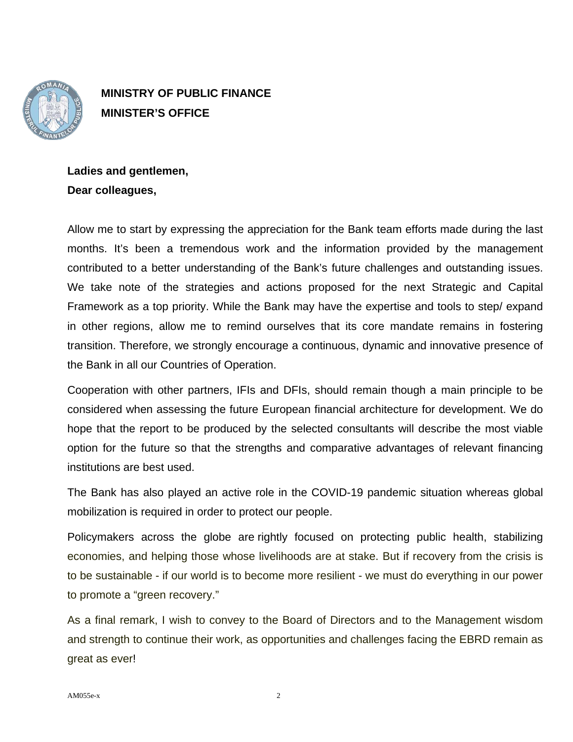**MINISTRY OF PUBLIC FINANCE**
**MINISTER'S OFFICE**

**Ladies and gentlemen,**
**Dear colleagues,**

Allow me to start by expressing the appreciation for the Bank team efforts made during the last months. It's been a tremendous work and the information provided by the management contributed to a better understanding of the Bank's future challenges and outstanding issues. We take note of the strategies and actions proposed for the next Strategic and Capital Framework as a top priority. While the Bank may have the expertise and tools to step/ expand in other regions, allow me to remind ourselves that its core mandate remains in fostering transition. Therefore, we strongly encourage a continuous, dynamic and innovative presence of the Bank in all our Countries of Operation.

Cooperation with other partners, IFIs and DFIs, should remain though a main principle to be considered when assessing the future European financial architecture for development. We do hope that the report to be produced by the selected consultants will describe the most viable option for the future so that the strengths and comparative advantages of relevant financing institutions are best used.

The Bank has also played an active role in the COVID-19 pandemic situation whereas global mobilization is required in order to protect our people.

Policymakers across the globe are rightly focused on protecting public health, stabilizing economies, and helping those whose livelihoods are at stake. But if recovery from the crisis is to be sustainable - if our world is to become more resilient - we must do everything in our power to promote a "green recovery."

As a final remark, I wish to convey to the Board of Directors and to the Management wisdom and strength to continue their work, as opportunities and challenges facing the EBRD remain as great as ever!